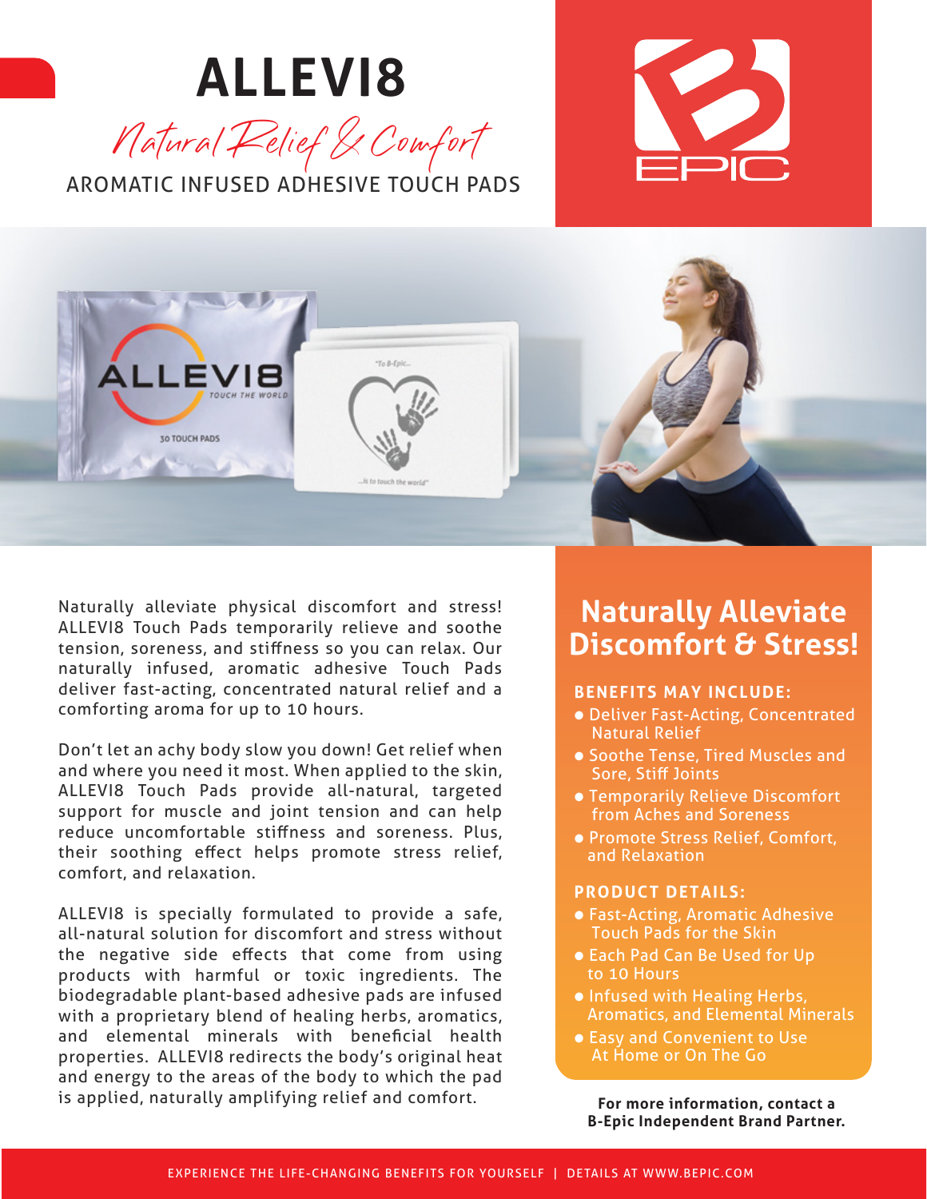# ALLEVI8

*Natural Relief & Comfort*

AROMATIC INFUSED ADHESIVE TOUCH PADS

Naturally alleviate physical discomfort and stress! ALLEVI8 Touch Pads temporarily relieve and soothe tension, soreness, and stiffness so you can relax. Our naturally infused, aromatic adhesive Touch Pads deliver fast-acting, concentrated natural relief and a comforting aroma for up to 10 hours.

Don't let an achy body slow you down! Get relief when and where you need it most. When applied to the skin, ALLEVI8 Touch Pads provide all-natural, targeted support for muscle and joint tension and can help reduce uncomfortable stiffness and soreness. Plus, their soothing effect helps promote stress relief, comfort, and relaxation.

ALLEVI8 is specially formulated to provide a safe, all-natural solution for discomfort and stress without the negative side effects that come from using products with harmful or toxic ingredients. The biodegradable plant-based adhesive pads are infused with a proprietary blend of healing herbs, aromatics, and elemental minerals with beneficial health properties. ALLEVI8 redirects the body's original heat and energy to the areas of the body to which the pad is applied, naturally amplifying relief and comfort.

## Naturally Alleviate Discomfort & Stress!

### BENEFITS MAY INCLUDE:

- Deliver Fast-Acting, Concentrated Natural Relief
- Soothe Tense, Tired Muscles and Sore, Stiff Joints
- Temporarily Relieve Discomfort from Aches and Soreness
- Promote Stress Relief, Comfort, and Relaxation

### PRODUCT DETAILS:

- Fast-Acting, Aromatic Adhesive Touch Pads for the Skin
- Each Pad Can Be Used for Up to 10 Hours
- Infused with Healing Herbs, Aromatics, and Elemental Minerals
- Easy and Convenient to Use At Home or On The Go

**For more information, contact a B-Epic Independent Brand Partner.**

EXPERIENCE THE LIFE-CHANGING BENEFITS FOR YOURSELF | DETAILS AT WWW.BEPIC.COM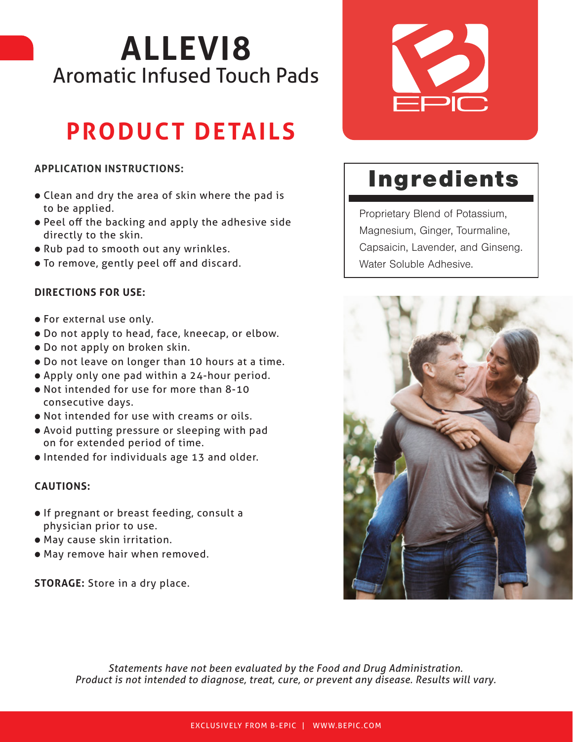# ALLEVI8

Aromatic Infused Touch Pads

## PRODUCT DETAILS

**APPLICATION INSTRUCTIONS:**

- Clean and dry the area of skin where the pad is to be applied.
- Peel off the backing and apply the adhesive side directly to the skin.
- Rub pad to smooth out any wrinkles.
- To remove, gently peel off and discard.

**DIRECTIONS FOR USE:**

- For external use only.
- Do not apply to head, face, kneecap, or elbow.
- Do not apply on broken skin.
- Do not leave on longer than 10 hours at a time.
- Apply only one pad within a 24-hour period.
- Not intended for use for more than 8-10 consecutive days.
- Not intended for use with creams or oils.
- Avoid putting pressure or sleeping with pad on for extended period of time.
- Intended for individuals age 13 and older.

**CAUTIONS:**

- If pregnant or breast feeding, consult a physician prior to use.
- May cause skin irritation.
- May remove hair when removed.

**STORAGE:** Store in a dry place.

## Ingredients

Proprietary Blend of Potassium, Magnesium, Ginger, Tourmaline, Capsaicin, Lavender, and Ginseng. Water Soluble Adhesive.

*Statements have not been evaluated by the Food and Drug Administration. Product is not intended to diagnose, treat, cure, or prevent any disease. Results will vary.*

EXCLUSIVELY FROM B-EPIC | WWW.BEPIC.COM